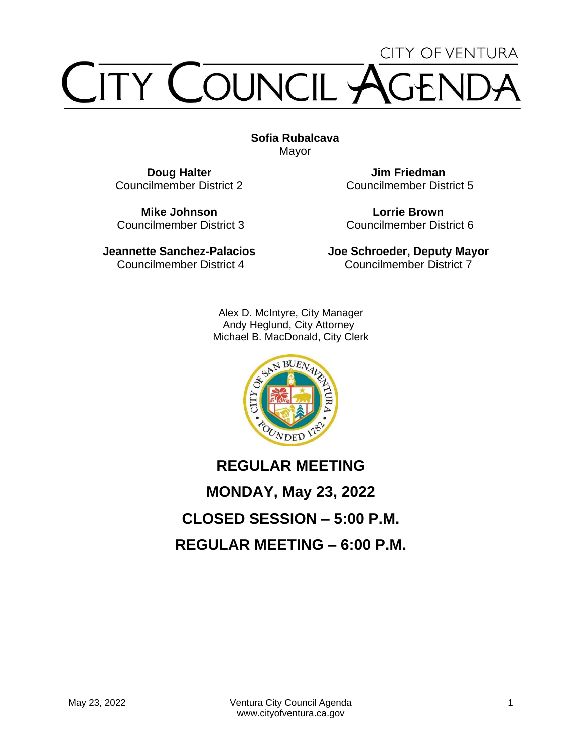CITY OF VENTURA

# CITY COUNCIL AGENDA

**Sofia Rubalcava**
Mayor

**Doug Halter**
Councilmember District 2

**Jim Friedman**
Councilmember District 5

**Mike Johnson**
Councilmember District 3

**Lorrie Brown**
Councilmember District 6

**Jeannette Sanchez-Palacios**
Councilmember District 4

**Joe Schroeder, Deputy Mayor**
Councilmember District 7

Alex D. McIntyre, City Manager
Andy Heglund, City Attorney
Michael B. MacDonald, City Clerk

## REGULAR MEETING

## MONDAY, May 23, 2022

## CLOSED SESSION – 5:00 P.M.

## REGULAR MEETING – 6:00 P.M.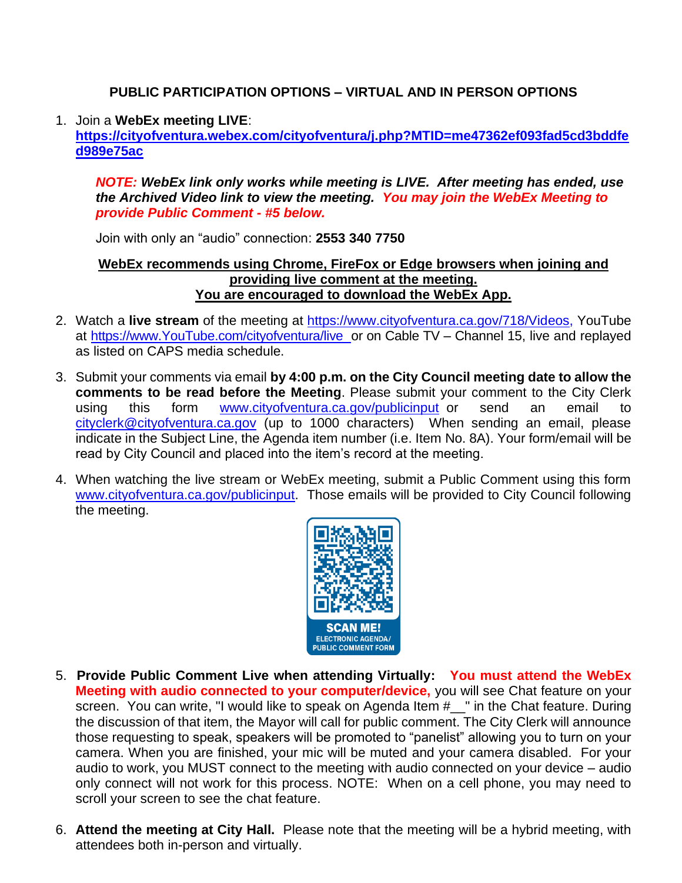## PUBLIC PARTICIPATION OPTIONS – VIRTUAL AND IN PERSON OPTIONS

1. Join a **WebEx meeting LIVE**: **https://cityofventura.webex.com/cityofventura/j.php?MTID=me47362ef093fad5cd3bddfed989e75ac**

   ***NOTE: WebEx link only works while meeting is LIVE. After meeting has ended, use the Archived Video link to view the meeting. You may join the WebEx Meeting to provide Public Comment - #5 below.***

   Join with only an "audio" connection: **2553 340 7750**

   **WebEx recommends using Chrome, FireFox or Edge browsers when joining and providing live comment at the meeting.**
   **You are encouraged to download the WebEx App.**

2. Watch a **live stream** of the meeting at https://www.cityofventura.ca.gov/718/Videos, YouTube at https://www.YouTube.com/cityofventura/live or on Cable TV – Channel 15, live and replayed as listed on CAPS media schedule.

3. Submit your comments via email **by 4:00 p.m. on the City Council meeting date to allow the comments to be read before the Meeting**. Please submit your comment to the City Clerk using this form www.cityofventura.ca.gov/publicinput or send an email to cityclerk@cityofventura.ca.gov (up to 1000 characters) When sending an email, please indicate in the Subject Line, the Agenda item number (i.e. Item No. 8A). Your form/email will be read by City Council and placed into the item's record at the meeting.

4. When watching the live stream or WebEx meeting, submit a Public Comment using this form www.cityofventura.ca.gov/publicinput. Those emails will be provided to City Council following the meeting.

   SCAN ME! ELECTRONIC AGENDA/ PUBLIC COMMENT FORM

5. **Provide Public Comment Live when attending Virtually: You must attend the WebEx Meeting with audio connected to your computer/device,** you will see Chat feature on your screen. You can write, "I would like to speak on Agenda Item #__" in the Chat feature. During the discussion of that item, the Mayor will call for public comment. The City Clerk will announce those requesting to speak, speakers will be promoted to "panelist" allowing you to turn on your camera. When you are finished, your mic will be muted and your camera disabled. For your audio to work, you MUST connect to the meeting with audio connected on your device – audio only connect will not work for this process. NOTE: When on a cell phone, you may need to scroll your screen to see the chat feature.

6. **Attend the meeting at City Hall.** Please note that the meeting will be a hybrid meeting, with attendees both in-person and virtually.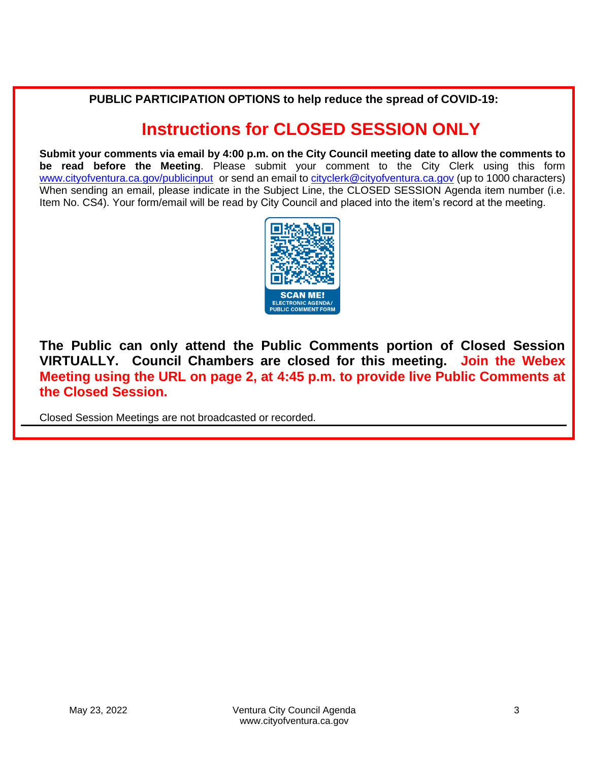**PUBLIC PARTICIPATION OPTIONS to help reduce the spread of COVID-19:**

# Instructions for CLOSED SESSION ONLY

**Submit your comments via email by 4:00 p.m. on the City Council meeting date to allow the comments to be read before the Meeting**. Please submit your comment to the City Clerk using this form www.cityofventura.ca.gov/publicinput or send an email to cityclerk@cityofventura.ca.gov (up to 1000 characters) When sending an email, please indicate in the Subject Line, the CLOSED SESSION Agenda item number (i.e. Item No. CS4). Your form/email will be read by City Council and placed into the item's record at the meeting.

SCAN ME!
ELECTRONIC AGENDA/
PUBLIC COMMENT FORM

**The Public can only attend the Public Comments portion of Closed Session VIRTUALLY. Council Chambers are closed for this meeting. Join the Webex Meeting using the URL on page 2, at 4:45 p.m. to provide live Public Comments at the Closed Session.**

Closed Session Meetings are not broadcasted or recorded.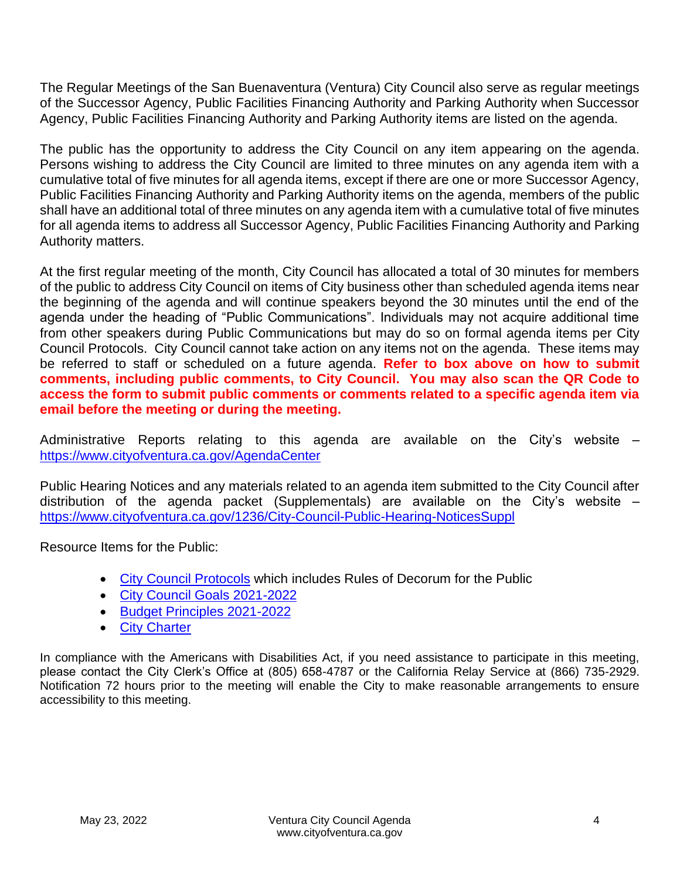The Regular Meetings of the San Buenaventura (Ventura) City Council also serve as regular meetings of the Successor Agency, Public Facilities Financing Authority and Parking Authority when Successor Agency, Public Facilities Financing Authority and Parking Authority items are listed on the agenda.

The public has the opportunity to address the City Council on any item appearing on the agenda. Persons wishing to address the City Council are limited to three minutes on any agenda item with a cumulative total of five minutes for all agenda items, except if there are one or more Successor Agency, Public Facilities Financing Authority and Parking Authority items on the agenda, members of the public shall have an additional total of three minutes on any agenda item with a cumulative total of five minutes for all agenda items to address all Successor Agency, Public Facilities Financing Authority and Parking Authority matters.

At the first regular meeting of the month, City Council has allocated a total of 30 minutes for members of the public to address City Council on items of City business other than scheduled agenda items near the beginning of the agenda and will continue speakers beyond the 30 minutes until the end of the agenda under the heading of "Public Communications". Individuals may not acquire additional time from other speakers during Public Communications but may do so on formal agenda items per City Council Protocols. City Council cannot take action on any items not on the agenda. These items may be referred to staff or scheduled on a future agenda. **Refer to box above on how to submit comments, including public comments, to City Council. You may also scan the QR Code to access the form to submit public comments or comments related to a specific agenda item via email before the meeting or during the meeting.**

Administrative Reports relating to this agenda are available on the City's website – [https://www.cityofventura.ca.gov/AgendaCenter](https://www.cityofventura.ca.gov/AgendaCenter)

Public Hearing Notices and any materials related to an agenda item submitted to the City Council after distribution of the agenda packet (Supplementals) are available on the City's website – [https://www.cityofventura.ca.gov/1236/City-Council-Public-Hearing-NoticesSuppl](https://www.cityofventura.ca.gov/1236/City-Council-Public-Hearing-NoticesSuppl)

Resource Items for the Public:

- City Council Protocols which includes Rules of Decorum for the Public
- City Council Goals 2021-2022
- Budget Principles 2021-2022
- City Charter

In compliance with the Americans with Disabilities Act, if you need assistance to participate in this meeting, please contact the City Clerk's Office at (805) 658-4787 or the California Relay Service at (866) 735-2929. Notification 72 hours prior to the meeting will enable the City to make reasonable arrangements to ensure accessibility to this meeting.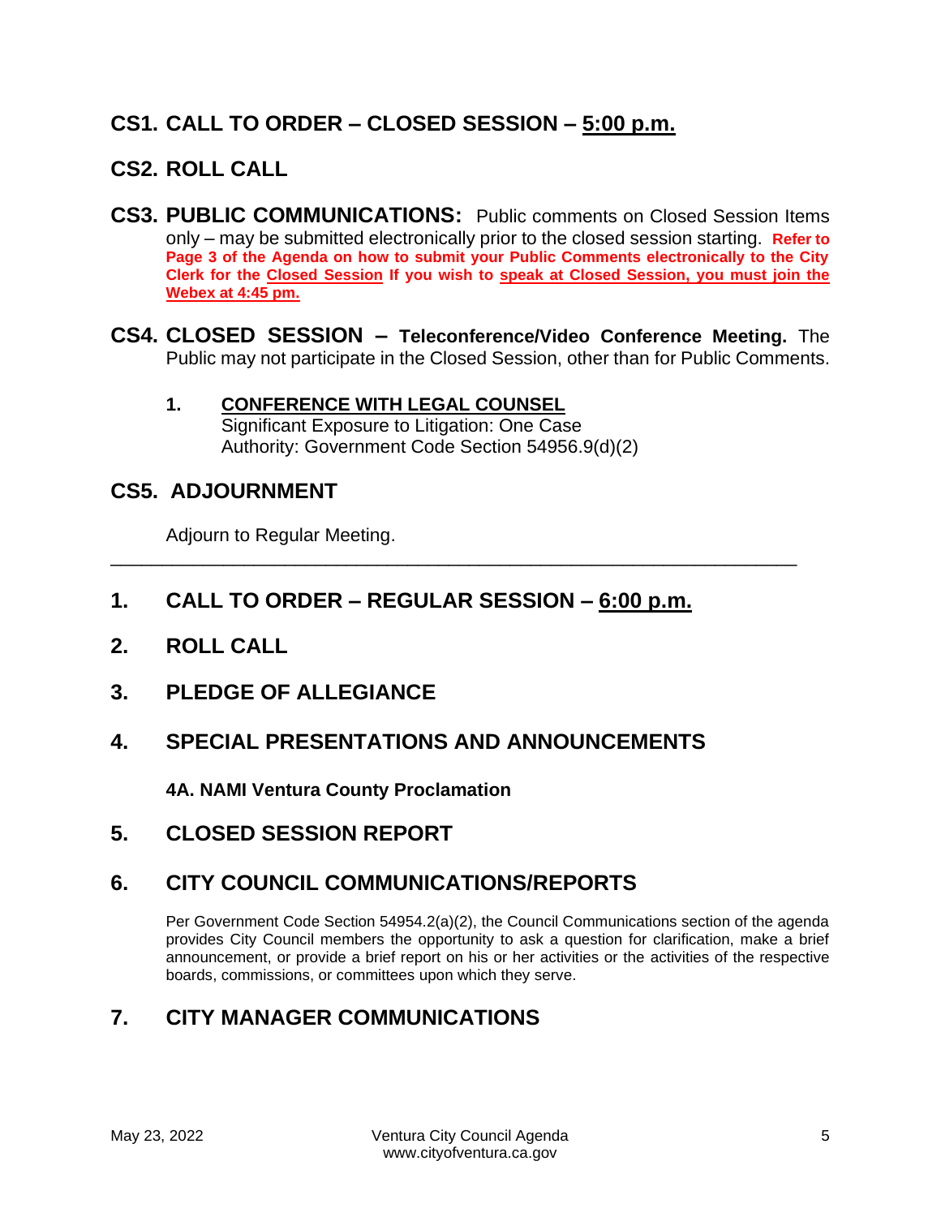## CS1. CALL TO ORDER – CLOSED SESSION – 5:00 p.m.

## CS2. ROLL CALL

## CS3. PUBLIC COMMUNICATIONS:

Public comments on Closed Session Items only – may be submitted electronically prior to the closed session starting. **Refer to Page 3 of the Agenda on how to submit your Public Comments electronically to the City Clerk for the Closed Session If you wish to speak at Closed Session, you must join the Webex at 4:45 pm.**

## CS4. CLOSED SESSION – Teleconference/Video Conference Meeting.

The Public may not participate in the Closed Session, other than for Public Comments.

1. **CONFERENCE WITH LEGAL COUNSEL**
   Significant Exposure to Litigation: One Case
   Authority: Government Code Section 54956.9(d)(2)

## CS5. ADJOURNMENT

Adjourn to Regular Meeting.

---

## 1. CALL TO ORDER – REGULAR SESSION – 6:00 p.m.

## 2. ROLL CALL

## 3. PLEDGE OF ALLEGIANCE

## 4. SPECIAL PRESENTATIONS AND ANNOUNCEMENTS

**4A. NAMI Ventura County Proclamation**

## 5. CLOSED SESSION REPORT

## 6. CITY COUNCIL COMMUNICATIONS/REPORTS

Per Government Code Section 54954.2(a)(2), the Council Communications section of the agenda provides City Council members the opportunity to ask a question for clarification, make a brief announcement, or provide a brief report on his or her activities or the activities of the respective boards, commissions, or committees upon which they serve.

## 7. CITY MANAGER COMMUNICATIONS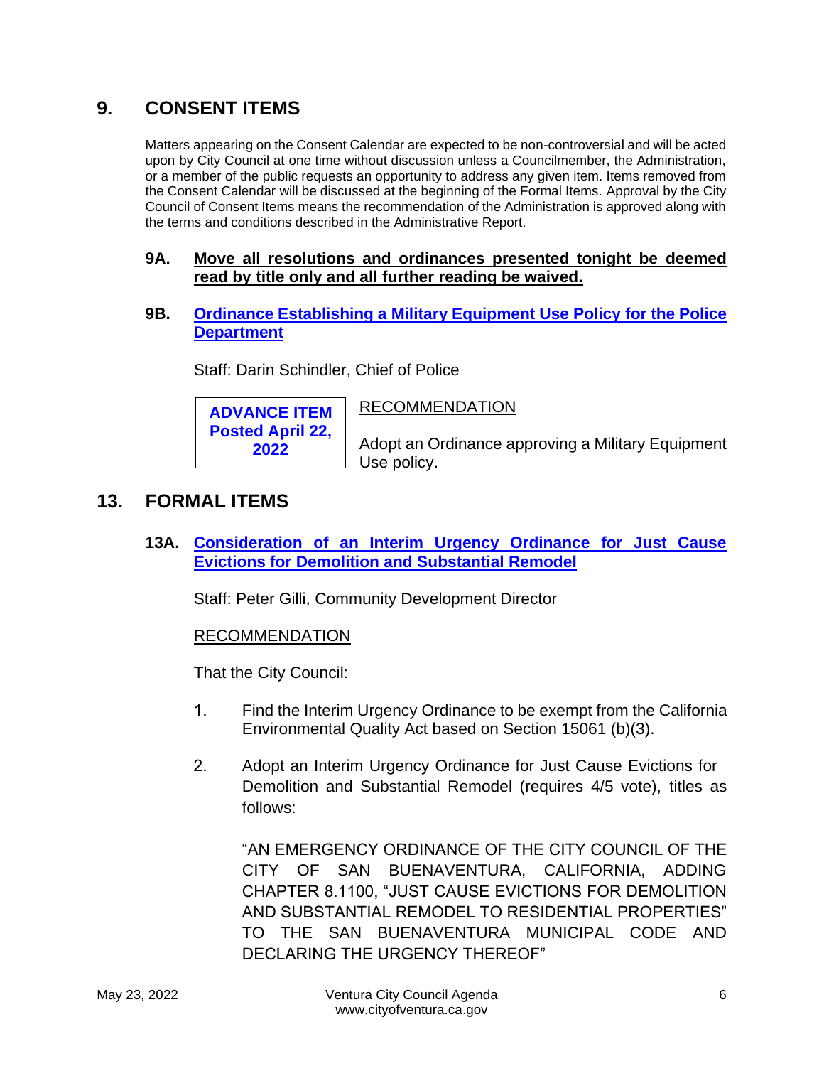## 9. CONSENT ITEMS

Matters appearing on the Consent Calendar are expected to be non-controversial and will be acted upon by City Council at one time without discussion unless a Councilmember, the Administration, or a member of the public requests an opportunity to address any given item. Items removed from the Consent Calendar will be discussed at the beginning of the Formal Items. Approval by the City Council of Consent Items means the recommendation of the Administration is approved along with the terms and conditions described in the Administrative Report.

**9A. Move all resolutions and ordinances presented tonight be deemed read by title only and all further reading be waived.**

**9B. Ordinance Establishing a Military Equipment Use Policy for the Police Department**

Staff: Darin Schindler, Chief of Police

**ADVANCE ITEM Posted April 22, 2022**

RECOMMENDATION

Adopt an Ordinance approving a Military Equipment Use policy.

## 13. FORMAL ITEMS

**13A. Consideration of an Interim Urgency Ordinance for Just Cause Evictions for Demolition and Substantial Remodel**

Staff: Peter Gilli, Community Development Director

RECOMMENDATION

That the City Council:

1. Find the Interim Urgency Ordinance to be exempt from the California Environmental Quality Act based on Section 15061 (b)(3).

2. Adopt an Interim Urgency Ordinance for Just Cause Evictions for Demolition and Substantial Remodel (requires 4/5 vote), titles as follows:

   "AN EMERGENCY ORDINANCE OF THE CITY COUNCIL OF THE CITY OF SAN BUENAVENTURA, CALIFORNIA, ADDING CHAPTER 8.1100, "JUST CAUSE EVICTIONS FOR DEMOLITION AND SUBSTANTIAL REMODEL TO RESIDENTIAL PROPERTIES" TO THE SAN BUENAVENTURA MUNICIPAL CODE AND DECLARING THE URGENCY THEREOF"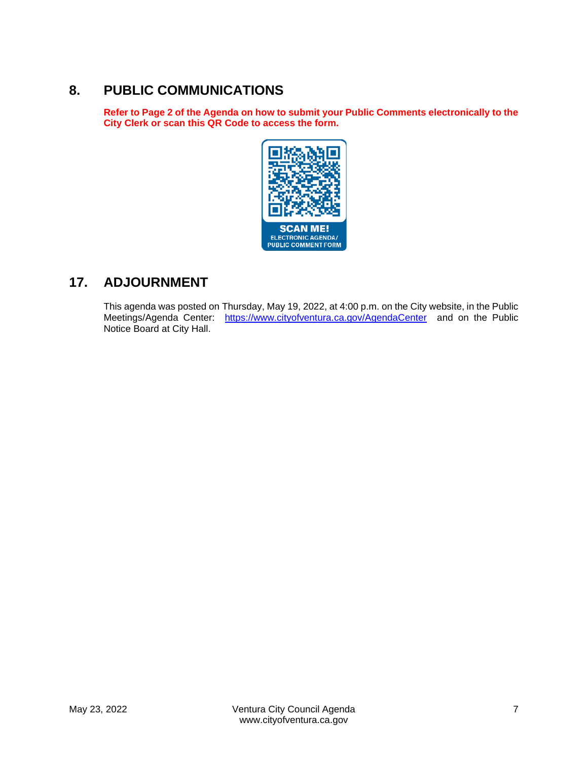## 8. PUBLIC COMMUNICATIONS

**Refer to Page 2 of the Agenda on how to submit your Public Comments electronically to the City Clerk or scan this QR Code to access the form.**

SCAN ME!
ELECTRONIC AGENDA/
PUBLIC COMMENT FORM

## 17. ADJOURNMENT

This agenda was posted on Thursday, May 19, 2022, at 4:00 p.m. on the City website, in the Public Meetings/Agenda Center: https://www.cityofventura.ca.gov/AgendaCenter and on the Public Notice Board at City Hall.